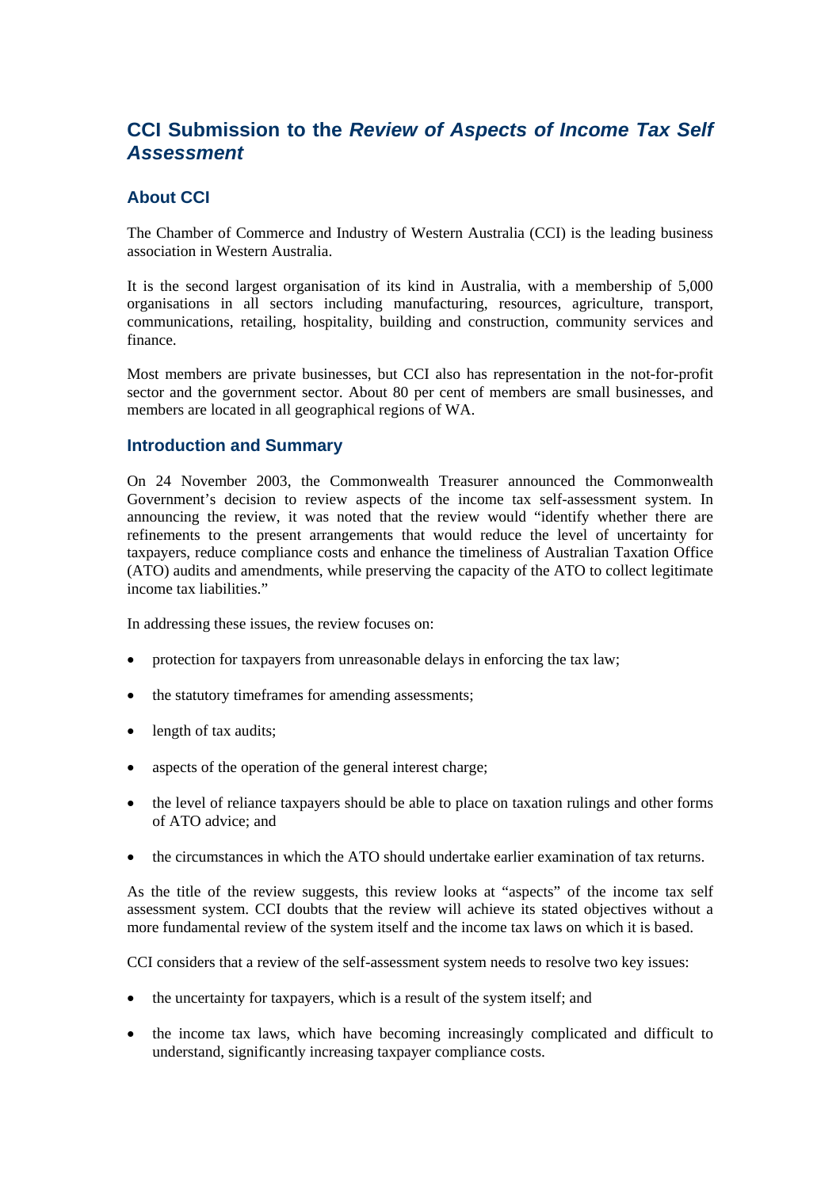# CCI Submission to the *Review of Aspects of Income Tax Self Assessment*

## About CCI

The Chamber of Commerce and Industry of Western Australia (CCI) is the leading business association in Western Australia.

It is the second largest organisation of its kind in Australia, with a membership of 5,000 organisations in all sectors including manufacturing, resources, agriculture, transport, communications, retailing, hospitality, building and construction, community services and finance.

Most members are private businesses, but CCI also has representation in the not-for-profit sector and the government sector. About 80 per cent of members are small businesses, and members are located in all geographical regions of WA.

## Introduction and Summary

On 24 November 2003, the Commonwealth Treasurer announced the Commonwealth Government's decision to review aspects of the income tax self-assessment system. In announcing the review, it was noted that the review would "identify whether there are refinements to the present arrangements that would reduce the level of uncertainty for taxpayers, reduce compliance costs and enhance the timeliness of Australian Taxation Office (ATO) audits and amendments, while preserving the capacity of the ATO to collect legitimate income tax liabilities."

In addressing these issues, the review focuses on:

- protection for taxpayers from unreasonable delays in enforcing the tax law;
- the statutory timeframes for amending assessments;
- length of tax audits;
- aspects of the operation of the general interest charge;
- the level of reliance taxpayers should be able to place on taxation rulings and other forms of ATO advice; and
- the circumstances in which the ATO should undertake earlier examination of tax returns.

As the title of the review suggests, this review looks at "aspects" of the income tax self assessment system. CCI doubts that the review will achieve its stated objectives without a more fundamental review of the system itself and the income tax laws on which it is based.

CCI considers that a review of the self-assessment system needs to resolve two key issues:

- the uncertainty for taxpayers, which is a result of the system itself; and
- the income tax laws, which have becoming increasingly complicated and difficult to understand, significantly increasing taxpayer compliance costs.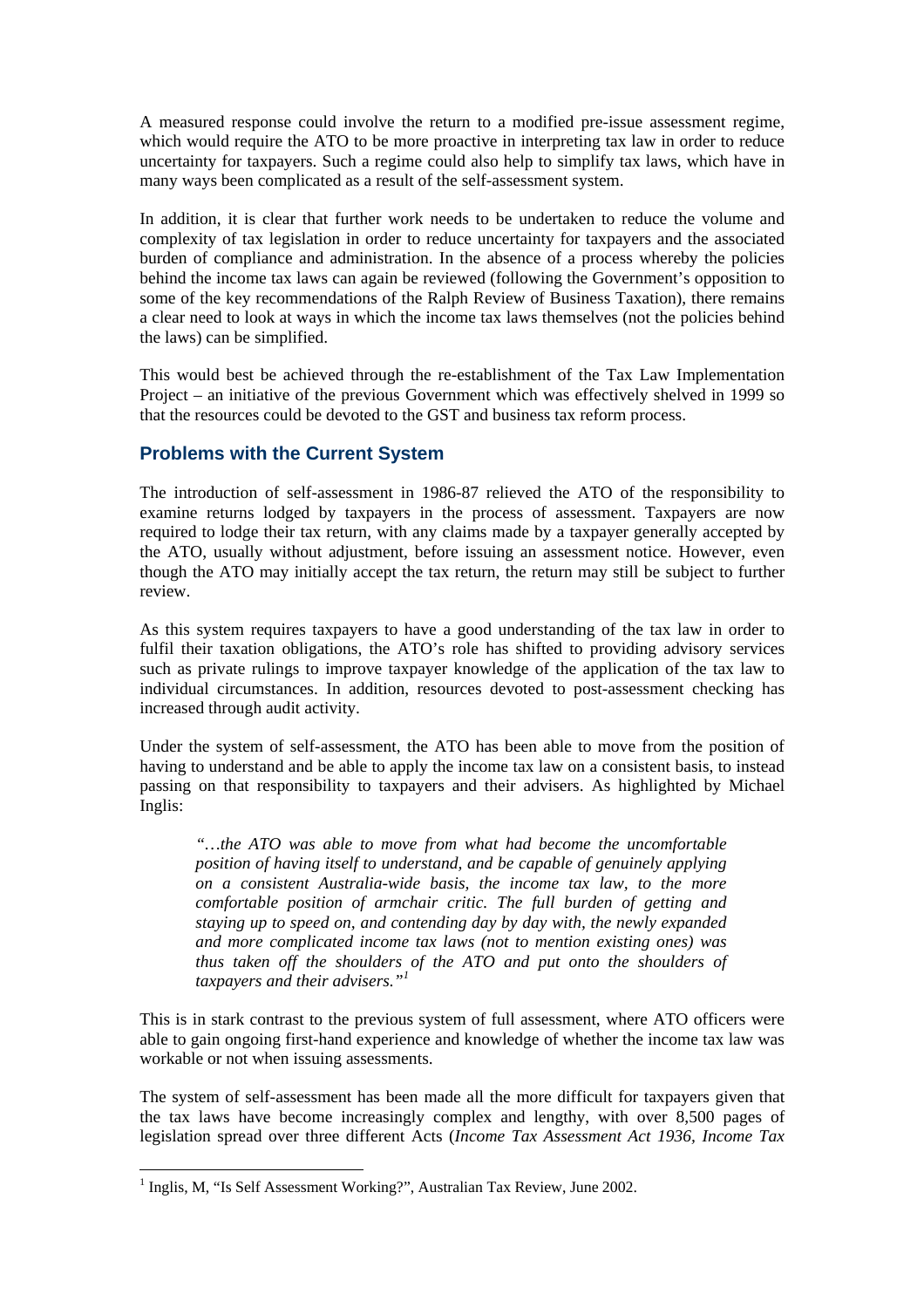A measured response could involve the return to a modified pre-issue assessment regime, which would require the ATO to be more proactive in interpreting tax law in order to reduce uncertainty for taxpayers. Such a regime could also help to simplify tax laws, which have in many ways been complicated as a result of the self-assessment system.

In addition, it is clear that further work needs to be undertaken to reduce the volume and complexity of tax legislation in order to reduce uncertainty for taxpayers and the associated burden of compliance and administration. In the absence of a process whereby the policies behind the income tax laws can again be reviewed (following the Government's opposition to some of the key recommendations of the Ralph Review of Business Taxation), there remains a clear need to look at ways in which the income tax laws themselves (not the policies behind the laws) can be simplified.

This would best be achieved through the re-establishment of the Tax Law Implementation Project – an initiative of the previous Government which was effectively shelved in 1999 so that the resources could be devoted to the GST and business tax reform process.

## Problems with the Current System

The introduction of self-assessment in 1986-87 relieved the ATO of the responsibility to examine returns lodged by taxpayers in the process of assessment. Taxpayers are now required to lodge their tax return, with any claims made by a taxpayer generally accepted by the ATO, usually without adjustment, before issuing an assessment notice. However, even though the ATO may initially accept the tax return, the return may still be subject to further review.

As this system requires taxpayers to have a good understanding of the tax law in order to fulfil their taxation obligations, the ATO's role has shifted to providing advisory services such as private rulings to improve taxpayer knowledge of the application of the tax law to individual circumstances. In addition, resources devoted to post-assessment checking has increased through audit activity.

Under the system of self-assessment, the ATO has been able to move from the position of having to understand and be able to apply the income tax law on a consistent basis, to instead passing on that responsibility to taxpayers and their advisers. As highlighted by Michael Inglis:

> *"…the ATO was able to move from what had become the uncomfortable position of having itself to understand, and be capable of genuinely applying on a consistent Australia-wide basis, the income tax law, to the more comfortable position of armchair critic. The full burden of getting and staying up to speed on, and contending day by day with, the newly expanded and more complicated income tax laws (not to mention existing ones) was thus taken off the shoulders of the ATO and put onto the shoulders of taxpayers and their advisers."*[1]

This is in stark contrast to the previous system of full assessment, where ATO officers were able to gain ongoing first-hand experience and knowledge of whether the income tax law was workable or not when issuing assessments.

The system of self-assessment has been made all the more difficult for taxpayers given that the tax laws have become increasingly complex and lengthy, with over 8,500 pages of legislation spread over three different Acts (*Income Tax Assessment Act 1936*, *Income Tax*

[1] Inglis, M, "Is Self Assessment Working?", Australian Tax Review, June 2002.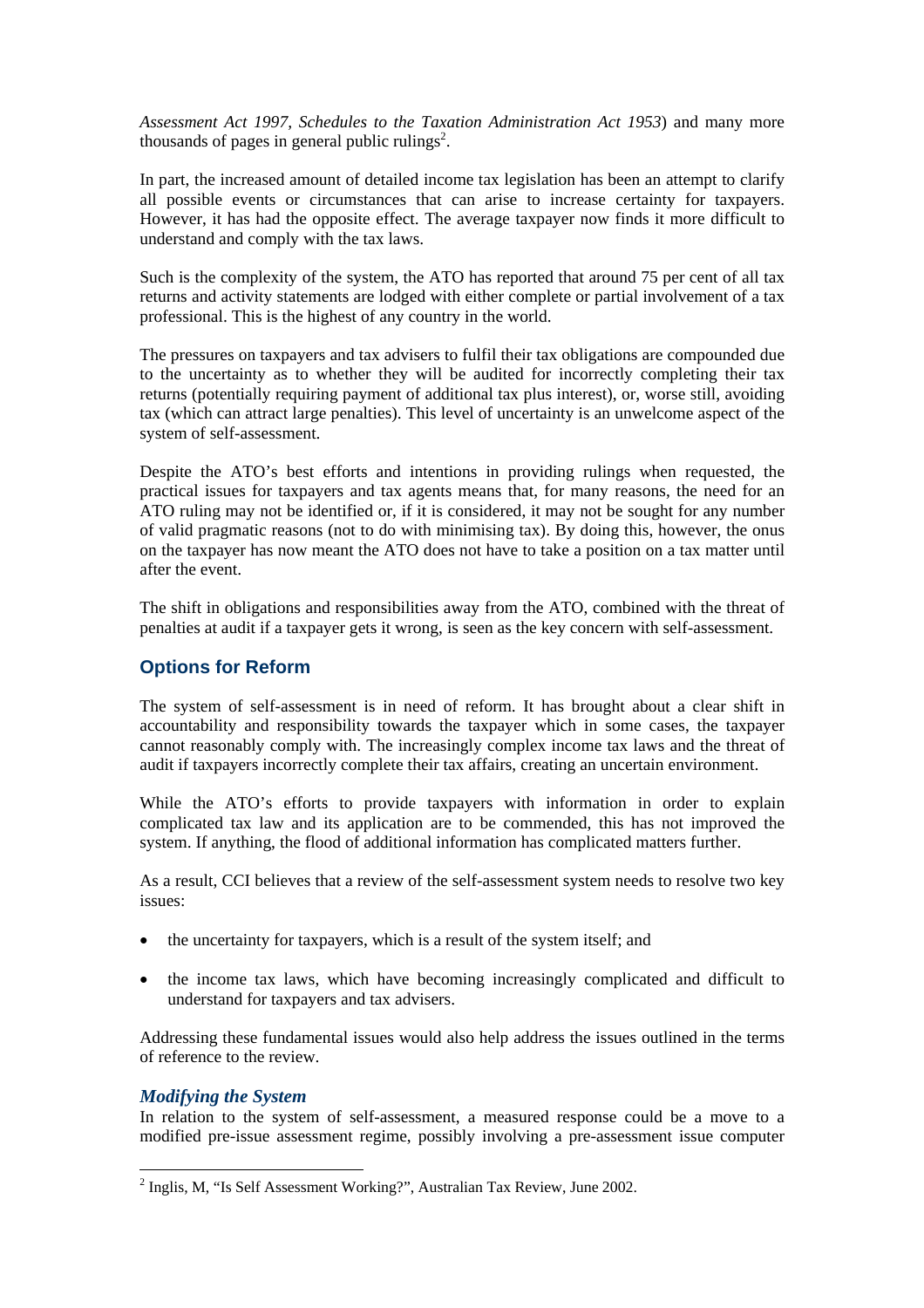*Assessment Act 1997, Schedules to the Taxation Administration Act 1953*) and many more thousands of pages in general public rulings[2].

In part, the increased amount of detailed income tax legislation has been an attempt to clarify all possible events or circumstances that can arise to increase certainty for taxpayers. However, it has had the opposite effect. The average taxpayer now finds it more difficult to understand and comply with the tax laws.

Such is the complexity of the system, the ATO has reported that around 75 per cent of all tax returns and activity statements are lodged with either complete or partial involvement of a tax professional. This is the highest of any country in the world.

The pressures on taxpayers and tax advisers to fulfil their tax obligations are compounded due to the uncertainty as to whether they will be audited for incorrectly completing their tax returns (potentially requiring payment of additional tax plus interest), or, worse still, avoiding tax (which can attract large penalties). This level of uncertainty is an unwelcome aspect of the system of self-assessment.

Despite the ATO's best efforts and intentions in providing rulings when requested, the practical issues for taxpayers and tax agents means that, for many reasons, the need for an ATO ruling may not be identified or, if it is considered, it may not be sought for any number of valid pragmatic reasons (not to do with minimising tax). By doing this, however, the onus on the taxpayer has now meant the ATO does not have to take a position on a tax matter until after the event.

The shift in obligations and responsibilities away from the ATO, combined with the threat of penalties at audit if a taxpayer gets it wrong, is seen as the key concern with self-assessment.

## Options for Reform

The system of self-assessment is in need of reform. It has brought about a clear shift in accountability and responsibility towards the taxpayer which in some cases, the taxpayer cannot reasonably comply with. The increasingly complex income tax laws and the threat of audit if taxpayers incorrectly complete their tax affairs, creating an uncertain environment.

While the ATO's efforts to provide taxpayers with information in order to explain complicated tax law and its application are to be commended, this has not improved the system. If anything, the flood of additional information has complicated matters further.

As a result, CCI believes that a review of the self-assessment system needs to resolve two key issues:

- the uncertainty for taxpayers, which is a result of the system itself; and
- the income tax laws, which have becoming increasingly complicated and difficult to understand for taxpayers and tax advisers.

Addressing these fundamental issues would also help address the issues outlined in the terms of reference to the review.

### *Modifying the System*

In relation to the system of self-assessment, a measured response could be a move to a modified pre-issue assessment regime, possibly involving a pre-assessment issue computer

[2] Inglis, M, "Is Self Assessment Working?", Australian Tax Review, June 2002.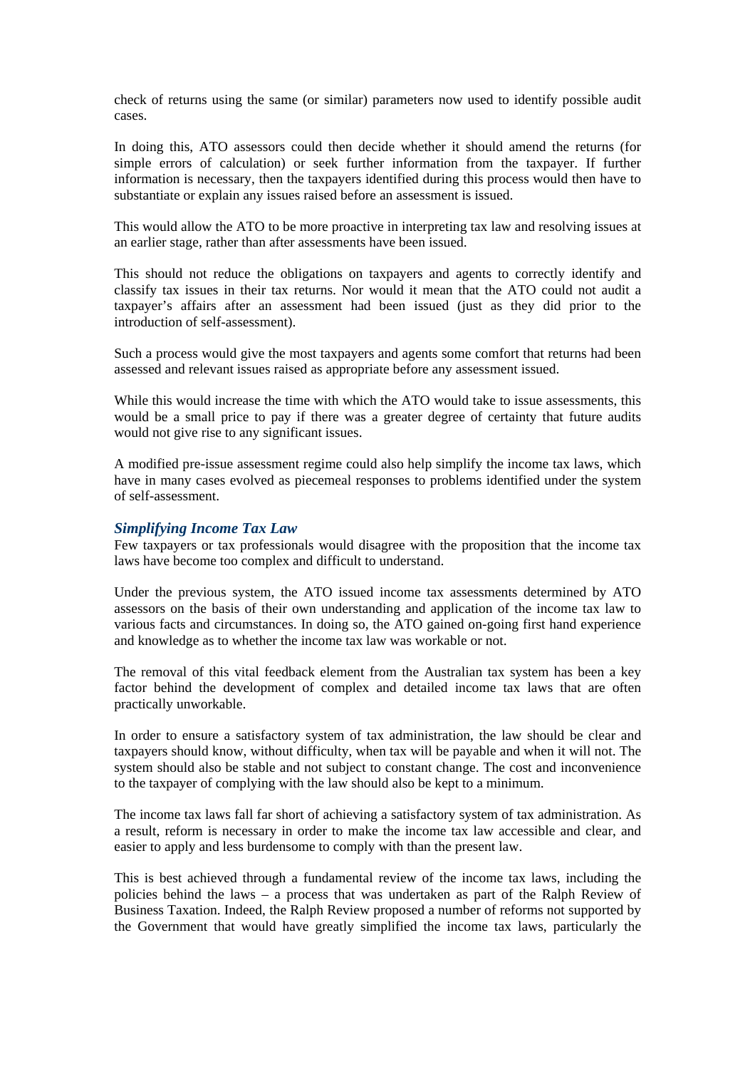check of returns using the same (or similar) parameters now used to identify possible audit cases.

In doing this, ATO assessors could then decide whether it should amend the returns (for simple errors of calculation) or seek further information from the taxpayer. If further information is necessary, then the taxpayers identified during this process would then have to substantiate or explain any issues raised before an assessment is issued.

This would allow the ATO to be more proactive in interpreting tax law and resolving issues at an earlier stage, rather than after assessments have been issued.

This should not reduce the obligations on taxpayers and agents to correctly identify and classify tax issues in their tax returns. Nor would it mean that the ATO could not audit a taxpayer's affairs after an assessment had been issued (just as they did prior to the introduction of self-assessment).

Such a process would give the most taxpayers and agents some comfort that returns had been assessed and relevant issues raised as appropriate before any assessment issued.

While this would increase the time with which the ATO would take to issue assessments, this would be a small price to pay if there was a greater degree of certainty that future audits would not give rise to any significant issues.

A modified pre-issue assessment regime could also help simplify the income tax laws, which have in many cases evolved as piecemeal responses to problems identified under the system of self-assessment.

### *Simplifying Income Tax Law*

Few taxpayers or tax professionals would disagree with the proposition that the income tax laws have become too complex and difficult to understand.

Under the previous system, the ATO issued income tax assessments determined by ATO assessors on the basis of their own understanding and application of the income tax law to various facts and circumstances. In doing so, the ATO gained on-going first hand experience and knowledge as to whether the income tax law was workable or not.

The removal of this vital feedback element from the Australian tax system has been a key factor behind the development of complex and detailed income tax laws that are often practically unworkable.

In order to ensure a satisfactory system of tax administration, the law should be clear and taxpayers should know, without difficulty, when tax will be payable and when it will not. The system should also be stable and not subject to constant change. The cost and inconvenience to the taxpayer of complying with the law should also be kept to a minimum.

The income tax laws fall far short of achieving a satisfactory system of tax administration. As a result, reform is necessary in order to make the income tax law accessible and clear, and easier to apply and less burdensome to comply with than the present law.

This is best achieved through a fundamental review of the income tax laws, including the policies behind the laws – a process that was undertaken as part of the Ralph Review of Business Taxation. Indeed, the Ralph Review proposed a number of reforms not supported by the Government that would have greatly simplified the income tax laws, particularly the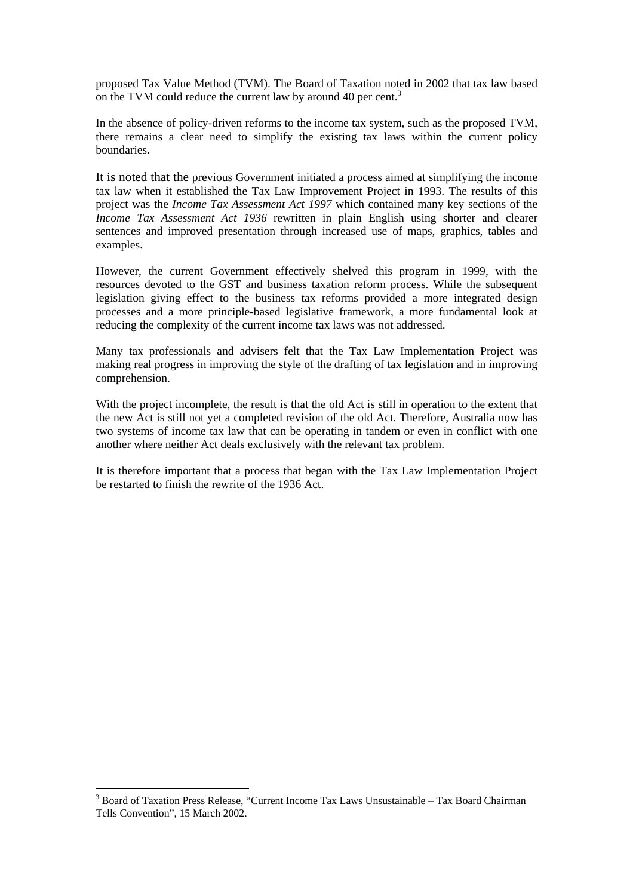proposed Tax Value Method (TVM). The Board of Taxation noted in 2002 that tax law based on the TVM could reduce the current law by around 40 per cent.[3]

In the absence of policy-driven reforms to the income tax system, such as the proposed TVM, there remains a clear need to simplify the existing tax laws within the current policy boundaries.

It is noted that the previous Government initiated a process aimed at simplifying the income tax law when it established the Tax Law Improvement Project in 1993. The results of this project was the *Income Tax Assessment Act 1997* which contained many key sections of the *Income Tax Assessment Act 1936* rewritten in plain English using shorter and clearer sentences and improved presentation through increased use of maps, graphics, tables and examples.

However, the current Government effectively shelved this program in 1999, with the resources devoted to the GST and business taxation reform process. While the subsequent legislation giving effect to the business tax reforms provided a more integrated design processes and a more principle-based legislative framework, a more fundamental look at reducing the complexity of the current income tax laws was not addressed.

Many tax professionals and advisers felt that the Tax Law Implementation Project was making real progress in improving the style of the drafting of tax legislation and in improving comprehension.

With the project incomplete, the result is that the old Act is still in operation to the extent that the new Act is still not yet a completed revision of the old Act. Therefore, Australia now has two systems of income tax law that can be operating in tandem or even in conflict with one another where neither Act deals exclusively with the relevant tax problem.

It is therefore important that a process that began with the Tax Law Implementation Project be restarted to finish the rewrite of the 1936 Act.

---

[3] Board of Taxation Press Release, "Current Income Tax Laws Unsustainable – Tax Board Chairman Tells Convention", 15 March 2002.